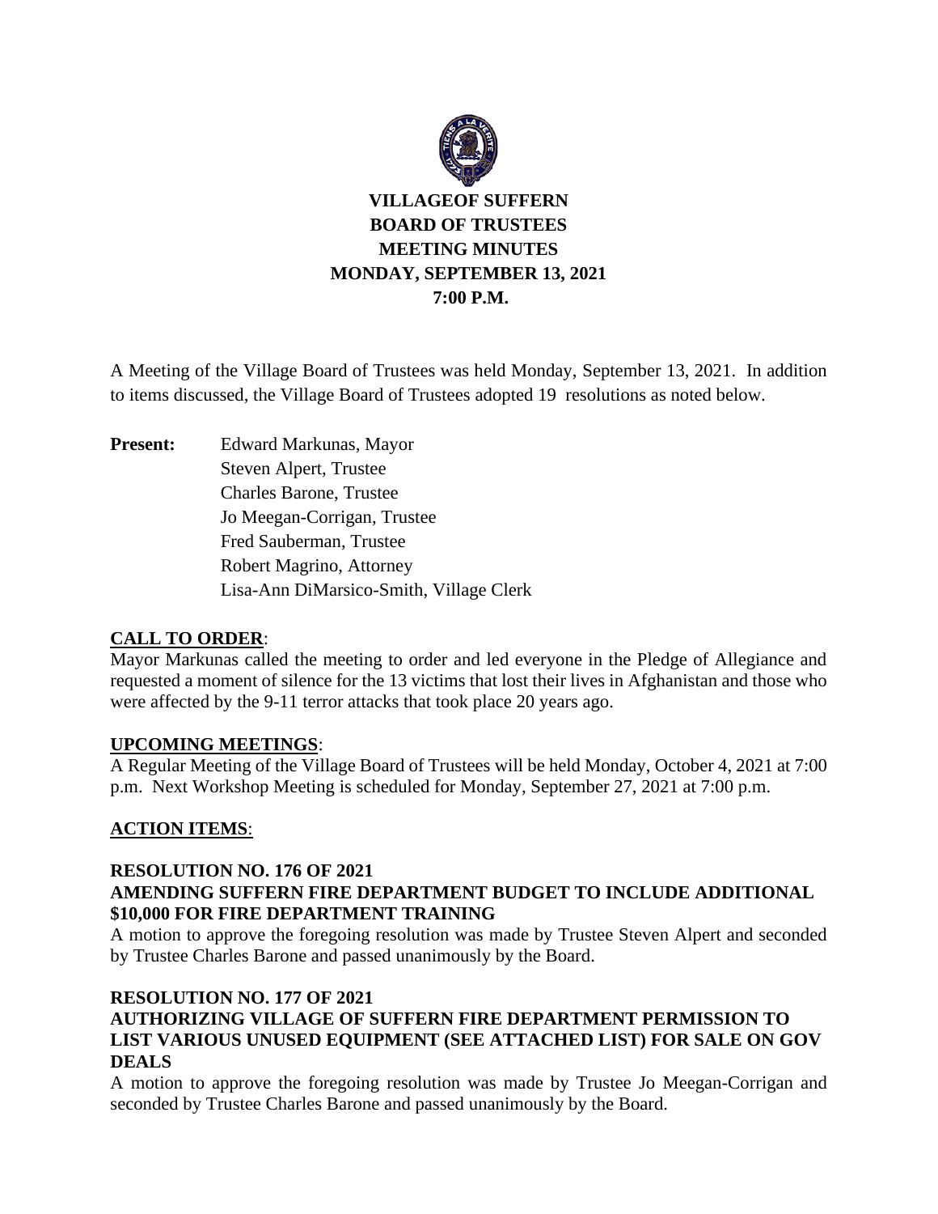# VILLAGEOF SUFFERN
# BOARD OF TRUSTEES
# MEETING MINUTES
# MONDAY, SEPTEMBER 13, 2021
# 7:00 P.M.

A Meeting of the Village Board of Trustees was held Monday, September 13, 2021. In addition to items discussed, the Village Board of Trustees adopted 19 resolutions as noted below.

**Present:** Edward Markunas, Mayor
Steven Alpert, Trustee
Charles Barone, Trustee
Jo Meegan-Corrigan, Trustee
Fred Sauberman, Trustee
Robert Magrino, Attorney
Lisa-Ann DiMarsico-Smith, Village Clerk

## CALL TO ORDER:

Mayor Markunas called the meeting to order and led everyone in the Pledge of Allegiance and requested a moment of silence for the 13 victims that lost their lives in Afghanistan and those who were affected by the 9-11 terror attacks that took place 20 years ago.

## UPCOMING MEETINGS:

A Regular Meeting of the Village Board of Trustees will be held Monday, October 4, 2021 at 7:00 p.m. Next Workshop Meeting is scheduled for Monday, September 27, 2021 at 7:00 p.m.

## ACTION ITEMS:

### RESOLUTION NO. 176 OF 2021
### AMENDING SUFFERN FIRE DEPARTMENT BUDGET TO INCLUDE ADDITIONAL $10,000 FOR FIRE DEPARTMENT TRAINING

A motion to approve the foregoing resolution was made by Trustee Steven Alpert and seconded by Trustee Charles Barone and passed unanimously by the Board.

### RESOLUTION NO. 177 OF 2021
### AUTHORIZING VILLAGE OF SUFFERN FIRE DEPARTMENT PERMISSION TO LIST VARIOUS UNUSED EQUIPMENT (SEE ATTACHED LIST) FOR SALE ON GOV DEALS

A motion to approve the foregoing resolution was made by Trustee Jo Meegan-Corrigan and seconded by Trustee Charles Barone and passed unanimously by the Board.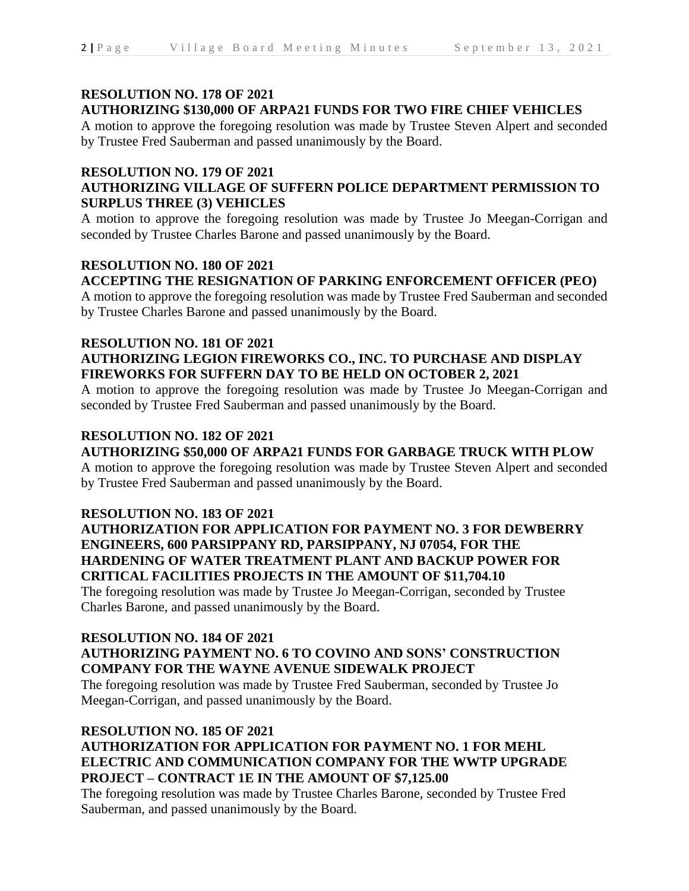**RESOLUTION NO. 178 OF 2021**
**AUTHORIZING $130,000 OF ARPA21 FUNDS FOR TWO FIRE CHIEF VEHICLES**
A motion to approve the foregoing resolution was made by Trustee Steven Alpert and seconded by Trustee Fred Sauberman and passed unanimously by the Board.

**RESOLUTION NO. 179 OF 2021**
**AUTHORIZING VILLAGE OF SUFFERN POLICE DEPARTMENT PERMISSION TO SURPLUS THREE (3) VEHICLES**
A motion to approve the foregoing resolution was made by Trustee Jo Meegan-Corrigan and seconded by Trustee Charles Barone and passed unanimously by the Board.

**RESOLUTION NO. 180 OF 2021**
**ACCEPTING THE RESIGNATION OF PARKING ENFORCEMENT OFFICER (PEO)**
A motion to approve the foregoing resolution was made by Trustee Fred Sauberman and seconded by Trustee Charles Barone and passed unanimously by the Board.

**RESOLUTION NO. 181 OF 2021**
**AUTHORIZING LEGION FIREWORKS CO., INC. TO PURCHASE AND DISPLAY FIREWORKS FOR SUFFERN DAY TO BE HELD ON OCTOBER 2, 2021**
A motion to approve the foregoing resolution was made by Trustee Jo Meegan-Corrigan and seconded by Trustee Fred Sauberman and passed unanimously by the Board.

**RESOLUTION NO. 182 OF 2021**
**AUTHORIZING $50,000 OF ARPA21 FUNDS FOR GARBAGE TRUCK WITH PLOW**
A motion to approve the foregoing resolution was made by Trustee Steven Alpert and seconded by Trustee Fred Sauberman and passed unanimously by the Board.

**RESOLUTION NO. 183 OF 2021**
**AUTHORIZATION FOR APPLICATION FOR PAYMENT NO. 3 FOR DEWBERRY ENGINEERS, 600 PARSIPPANY RD, PARSIPPANY, NJ 07054, FOR THE HARDENING OF WATER TREATMENT PLANT AND BACKUP POWER FOR CRITICAL FACILITIES PROJECTS IN THE AMOUNT OF $11,704.10**
The foregoing resolution was made by Trustee Jo Meegan-Corrigan, seconded by Trustee Charles Barone, and passed unanimously by the Board.

**RESOLUTION NO. 184 OF 2021**
**AUTHORIZING PAYMENT NO. 6 TO COVINO AND SONS' CONSTRUCTION COMPANY FOR THE WAYNE AVENUE SIDEWALK PROJECT**
The foregoing resolution was made by Trustee Fred Sauberman, seconded by Trustee Jo Meegan-Corrigan, and passed unanimously by the Board.

**RESOLUTION NO. 185 OF 2021**
**AUTHORIZATION FOR APPLICATION FOR PAYMENT NO. 1 FOR MEHL ELECTRIC AND COMMUNICATION COMPANY FOR THE WWTP UPGRADE PROJECT – CONTRACT 1E IN THE AMOUNT OF $7,125.00**
The foregoing resolution was made by Trustee Charles Barone, seconded by Trustee Fred Sauberman, and passed unanimously by the Board.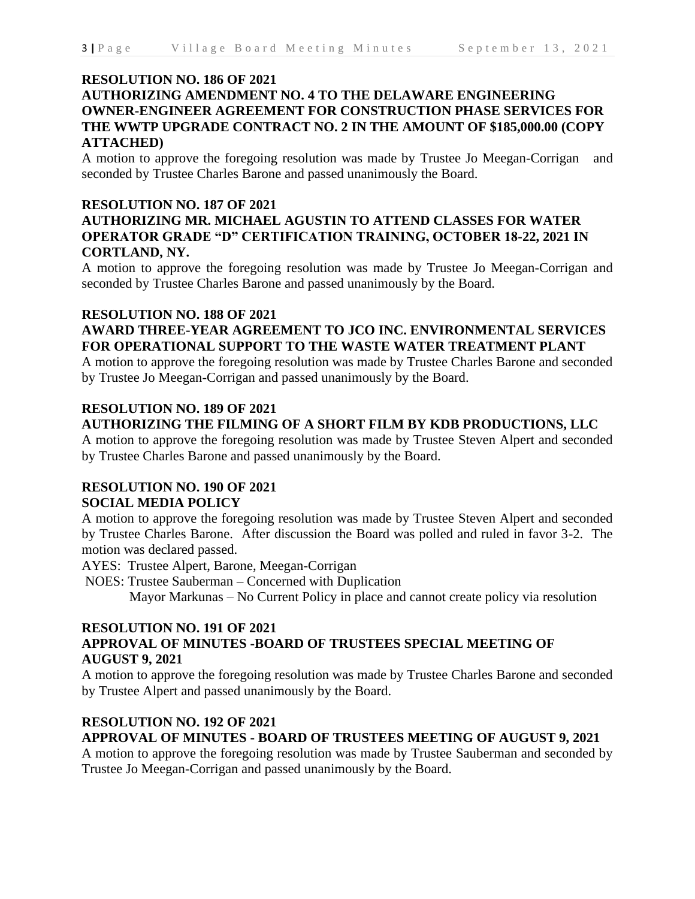**RESOLUTION NO. 186 OF 2021**
**AUTHORIZING AMENDMENT NO. 4 TO THE DELAWARE ENGINEERING OWNER-ENGINEER AGREEMENT FOR CONSTRUCTION PHASE SERVICES FOR THE WWTP UPGRADE CONTRACT NO. 2 IN THE AMOUNT OF $185,000.00 (COPY ATTACHED)**

A motion to approve the foregoing resolution was made by Trustee Jo Meegan-Corrigan and seconded by Trustee Charles Barone and passed unanimously the Board.

**RESOLUTION NO. 187 OF 2021**
**AUTHORIZING MR. MICHAEL AGUSTIN TO ATTEND CLASSES FOR WATER OPERATOR GRADE "D" CERTIFICATION TRAINING, OCTOBER 18-22, 2021 IN CORTLAND, NY.**

A motion to approve the foregoing resolution was made by Trustee Jo Meegan-Corrigan and seconded by Trustee Charles Barone and passed unanimously by the Board.

**RESOLUTION NO. 188 OF 2021**
**AWARD THREE-YEAR AGREEMENT TO JCO INC. ENVIRONMENTAL SERVICES FOR OPERATIONAL SUPPORT TO THE WASTE WATER TREATMENT PLANT**

A motion to approve the foregoing resolution was made by Trustee Charles Barone and seconded by Trustee Jo Meegan-Corrigan and passed unanimously by the Board.

**RESOLUTION NO. 189 OF 2021**
**AUTHORIZING THE FILMING OF A SHORT FILM BY KDB PRODUCTIONS, LLC**

A motion to approve the foregoing resolution was made by Trustee Steven Alpert and seconded by Trustee Charles Barone and passed unanimously by the Board.

**RESOLUTION NO. 190 OF 2021**
**SOCIAL MEDIA POLICY**

A motion to approve the foregoing resolution was made by Trustee Steven Alpert and seconded by Trustee Charles Barone. After discussion the Board was polled and ruled in favor 3-2. The motion was declared passed.

AYES: Trustee Alpert, Barone, Meegan-Corrigan
NOES: Trustee Sauberman – Concerned with Duplication
Mayor Markunas – No Current Policy in place and cannot create policy via resolution

**RESOLUTION NO. 191 OF 2021**
**APPROVAL OF MINUTES -BOARD OF TRUSTEES SPECIAL MEETING OF AUGUST 9, 2021**

A motion to approve the foregoing resolution was made by Trustee Charles Barone and seconded by Trustee Alpert and passed unanimously by the Board.

**RESOLUTION NO. 192 OF 2021**
**APPROVAL OF MINUTES - BOARD OF TRUSTEES MEETING OF AUGUST 9, 2021**

A motion to approve the foregoing resolution was made by Trustee Sauberman and seconded by Trustee Jo Meegan-Corrigan and passed unanimously by the Board.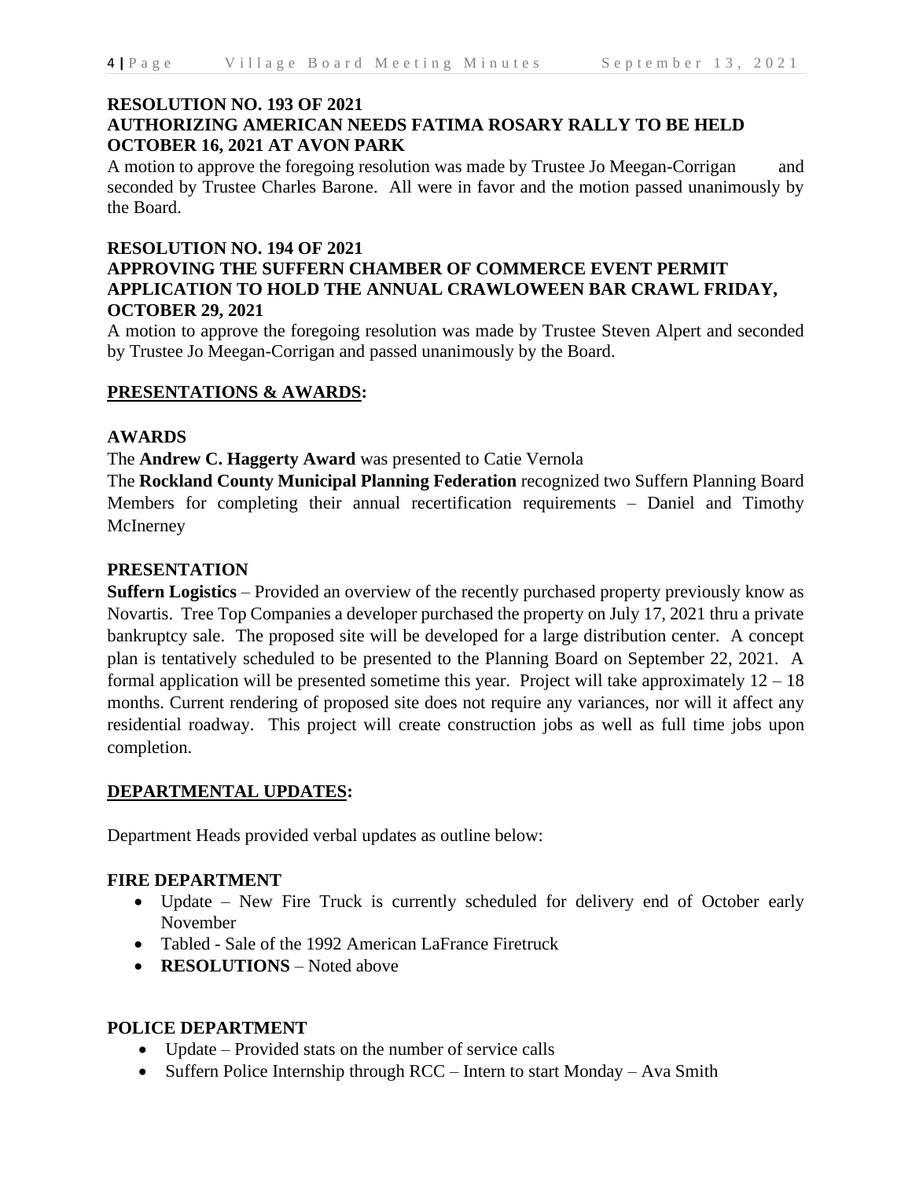**RESOLUTION NO. 193 OF 2021**
**AUTHORIZING AMERICAN NEEDS FATIMA ROSARY RALLY TO BE HELD OCTOBER 16, 2021 AT AVON PARK**

A motion to approve the foregoing resolution was made by Trustee Jo Meegan-Corrigan and seconded by Trustee Charles Barone. All were in favor and the motion passed unanimously by the Board.

**RESOLUTION NO. 194 OF 2021**
**APPROVING THE SUFFERN CHAMBER OF COMMERCE EVENT PERMIT APPLICATION TO HOLD THE ANNUAL CRAWLOWEEN BAR CRAWL FRIDAY, OCTOBER 29, 2021**

A motion to approve the foregoing resolution was made by Trustee Steven Alpert and seconded by Trustee Jo Meegan-Corrigan and passed unanimously by the Board.

## PRESENTATIONS & AWARDS:

### AWARDS

The **Andrew C. Haggerty Award** was presented to Catie Vernola

The **Rockland County Municipal Planning Federation** recognized two Suffern Planning Board Members for completing their annual recertification requirements – Daniel and Timothy McInerney

### PRESENTATION

**Suffern Logistics** – Provided an overview of the recently purchased property previously know as Novartis. Tree Top Companies a developer purchased the property on July 17, 2021 thru a private bankruptcy sale. The proposed site will be developed for a large distribution center. A concept plan is tentatively scheduled to be presented to the Planning Board on September 22, 2021. A formal application will be presented sometime this year. Project will take approximately 12 – 18 months. Current rendering of proposed site does not require any variances, nor will it affect any residential roadway. This project will create construction jobs as well as full time jobs upon completion.

## DEPARTMENTAL UPDATES:

Department Heads provided verbal updates as outline below:

### FIRE DEPARTMENT

- Update – New Fire Truck is currently scheduled for delivery end of October early November
- Tabled - Sale of the 1992 American LaFrance Firetruck
- **RESOLUTIONS** – Noted above

### POLICE DEPARTMENT

- Update – Provided stats on the number of service calls
- Suffern Police Internship through RCC – Intern to start Monday – Ava Smith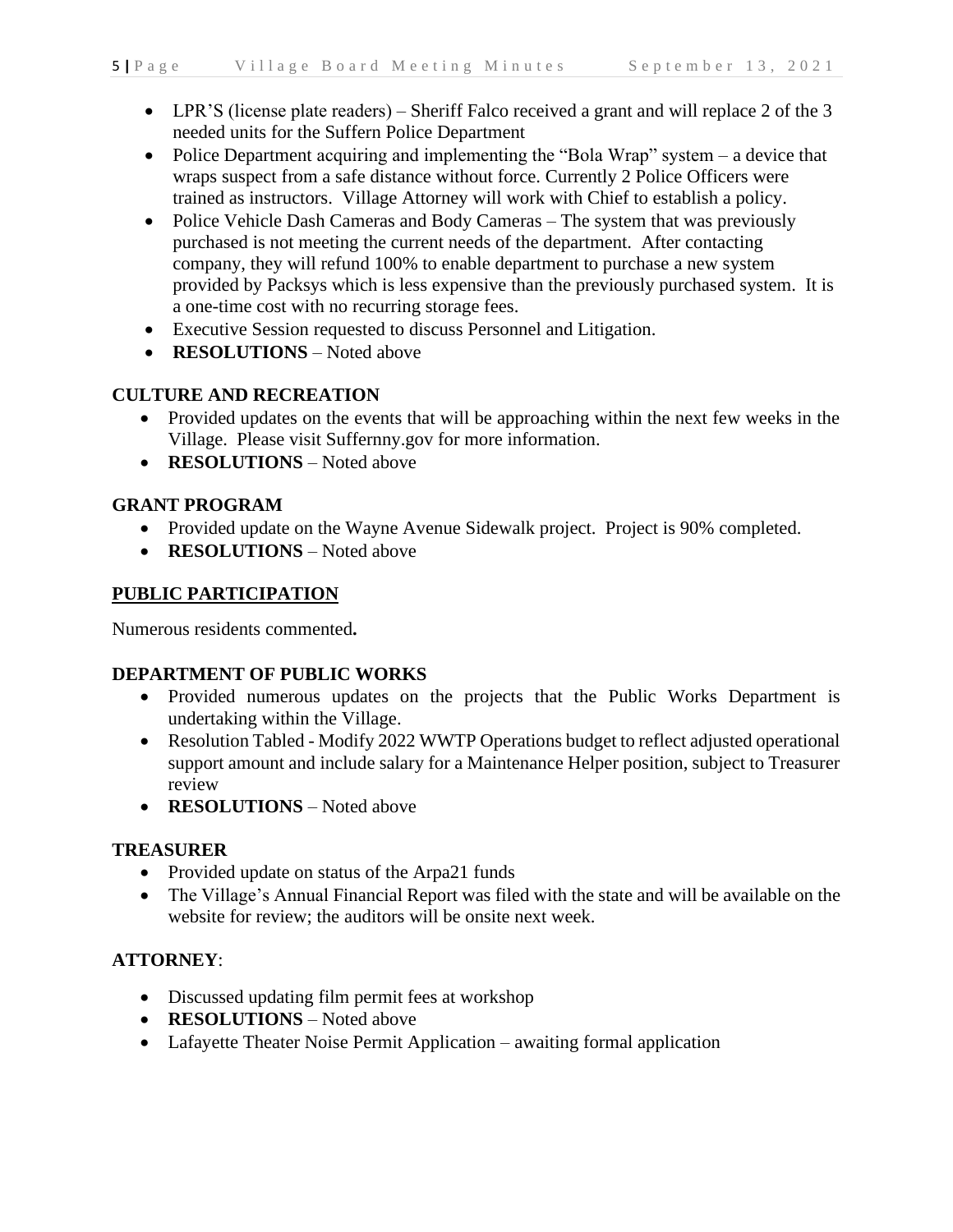- LPR'S (license plate readers) – Sheriff Falco received a grant and will replace 2 of the 3 needed units for the Suffern Police Department
- Police Department acquiring and implementing the "Bola Wrap" system – a device that wraps suspect from a safe distance without force. Currently 2 Police Officers were trained as instructors. Village Attorney will work with Chief to establish a policy.
- Police Vehicle Dash Cameras and Body Cameras – The system that was previously purchased is not meeting the current needs of the department. After contacting company, they will refund 100% to enable department to purchase a new system provided by Packsys which is less expensive than the previously purchased system. It is a one-time cost with no recurring storage fees.
- Executive Session requested to discuss Personnel and Litigation.
- **RESOLUTIONS** – Noted above

**CULTURE AND RECREATION**

- Provided updates on the events that will be approaching within the next few weeks in the Village. Please visit Suffernny.gov for more information.
- **RESOLUTIONS** – Noted above

**GRANT PROGRAM**

- Provided update on the Wayne Avenue Sidewalk project. Project is 90% completed.
- **RESOLUTIONS** – Noted above

**PUBLIC PARTICIPATION**

Numerous residents commented**.**

**DEPARTMENT OF PUBLIC WORKS**

- Provided numerous updates on the projects that the Public Works Department is undertaking within the Village.
- Resolution Tabled - Modify 2022 WWTP Operations budget to reflect adjusted operational support amount and include salary for a Maintenance Helper position, subject to Treasurer review
- **RESOLUTIONS** – Noted above

**TREASURER**

- Provided update on status of the Arpa21 funds
- The Village's Annual Financial Report was filed with the state and will be available on the website for review; the auditors will be onsite next week.

**ATTORNEY**:

- Discussed updating film permit fees at workshop
- **RESOLUTIONS** – Noted above
- Lafayette Theater Noise Permit Application – awaiting formal application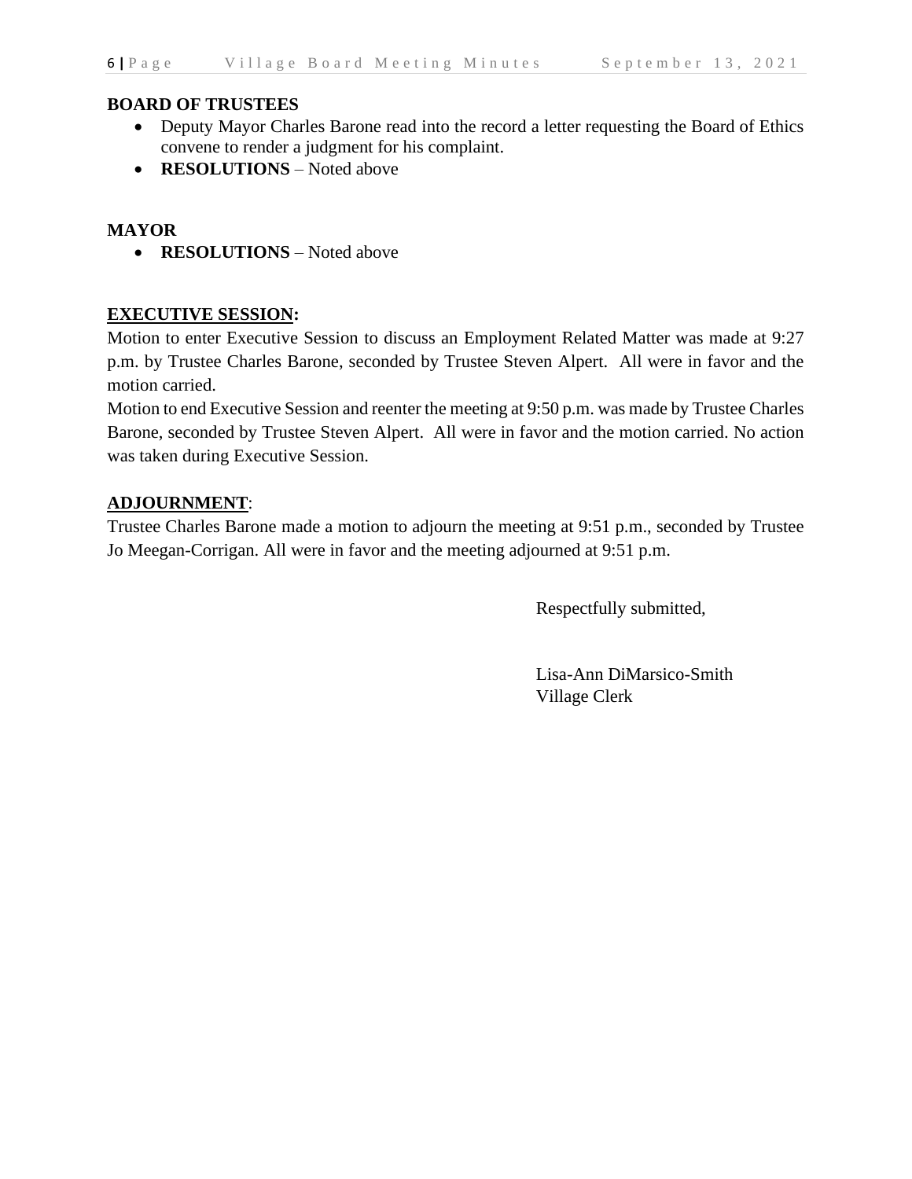**BOARD OF TRUSTEES**

- Deputy Mayor Charles Barone read into the record a letter requesting the Board of Ethics convene to render a judgment for his complaint.
- **RESOLUTIONS** – Noted above

**MAYOR**

- **RESOLUTIONS** – Noted above

**EXECUTIVE SESSION:**

Motion to enter Executive Session to discuss an Employment Related Matter was made at 9:27 p.m. by Trustee Charles Barone, seconded by Trustee Steven Alpert. All were in favor and the motion carried.

Motion to end Executive Session and reenter the meeting at 9:50 p.m. was made by Trustee Charles Barone, seconded by Trustee Steven Alpert. All were in favor and the motion carried. No action was taken during Executive Session.

**ADJOURNMENT**:

Trustee Charles Barone made a motion to adjourn the meeting at 9:51 p.m., seconded by Trustee Jo Meegan-Corrigan. All were in favor and the meeting adjourned at 9:51 p.m.

Respectfully submitted,

Lisa-Ann DiMarsico-Smith
Village Clerk